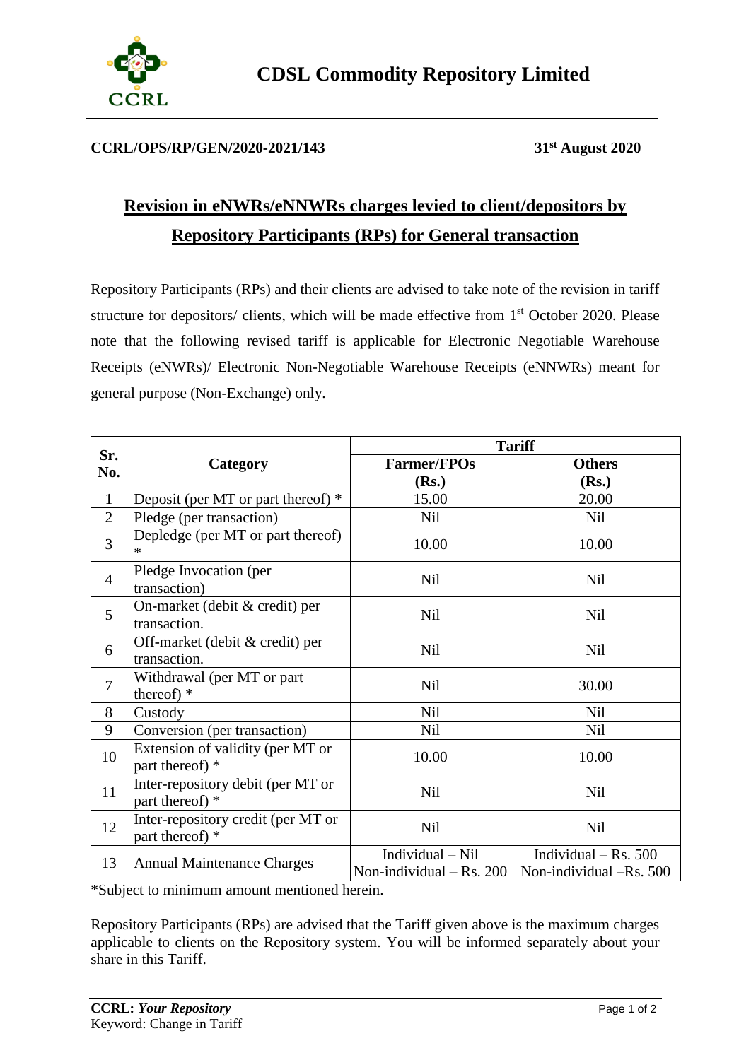# CDSL Commodity Repository Limited

**CCRL/OPS/RP/GEN/2020-2021/143** **31st August 2020**

## Revision in eNWRs/eNNWRs charges levied to client/depositors by Repository Participants (RPs) for General transaction

Repository Participants (RPs) and their clients are advised to take note of the revision in tariff structure for depositors/ clients, which will be made effective from 1st October 2020. Please note that the following revised tariff is applicable for Electronic Negotiable Warehouse Receipts (eNWRs)/ Electronic Non-Negotiable Warehouse Receipts (eNNWRs) meant for general purpose (Non-Exchange) only.

| Sr. No. | Category | Tariff | |
|---|---|---|---|
| | | **Farmer/FPOs (Rs.)** | **Others (Rs.)** |
| 1 | Deposit (per MT or part thereof) * | 15.00 | 20.00 |
| 2 | Pledge (per transaction) | Nil | Nil |
| 3 | Depledge (per MT or part thereof) * | 10.00 | 10.00 |
| 4 | Pledge Invocation (per transaction) | Nil | Nil |
| 5 | On-market (debit & credit) per transaction. | Nil | Nil |
| 6 | Off-market (debit & credit) per transaction. | Nil | Nil |
| 7 | Withdrawal (per MT or part thereof) * | Nil | 30.00 |
| 8 | Custody | Nil | Nil |
| 9 | Conversion (per transaction) | Nil | Nil |
| 10 | Extension of validity (per MT or part thereof) * | 10.00 | 10.00 |
| 11 | Inter-repository debit (per MT or part thereof) * | Nil | Nil |
| 12 | Inter-repository credit (per MT or part thereof) * | Nil | Nil |
| 13 | Annual Maintenance Charges | Individual – Nil<br>Non-individual – Rs. 200 | Individual – Rs. 500<br>Non-individual –Rs. 500 |

*Subject to minimum amount mentioned herein.

Repository Participants (RPs) are advised that the Tariff given above is the maximum charges applicable to clients on the Repository system. You will be informed separately about your share in this Tariff.

**CCRL:** ***Your Repository***
Keyword: Change in Tariff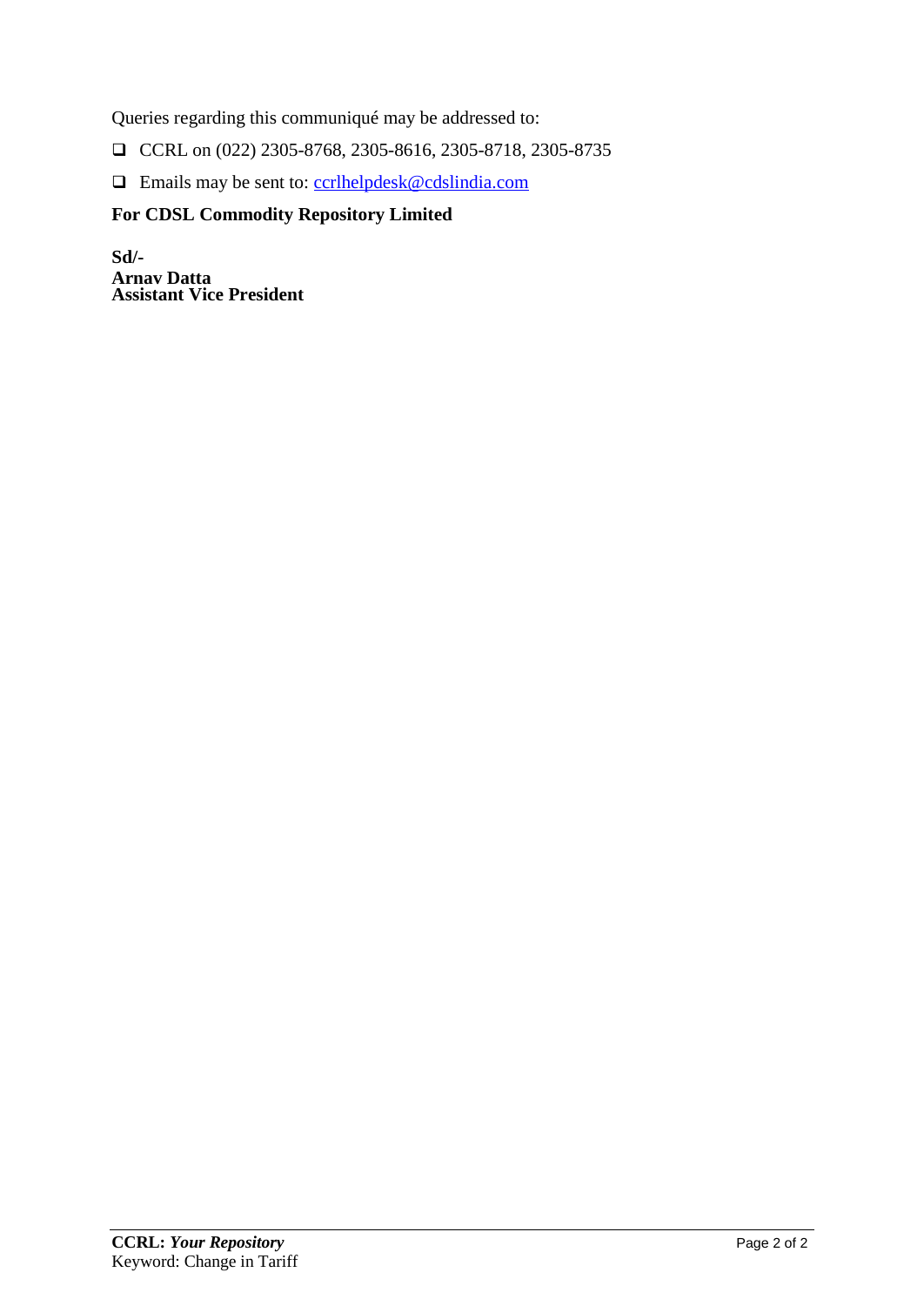Queries regarding this communiqué may be addressed to:

- CCRL on (022) 2305-8768, 2305-8616, 2305-8718, 2305-8735
- Emails may be sent to: ccrlhelpdesk@cdslindia.com

**For CDSL Commodity Repository Limited**

**Sd/-**
**Arnav Datta**
**Assistant Vice President**